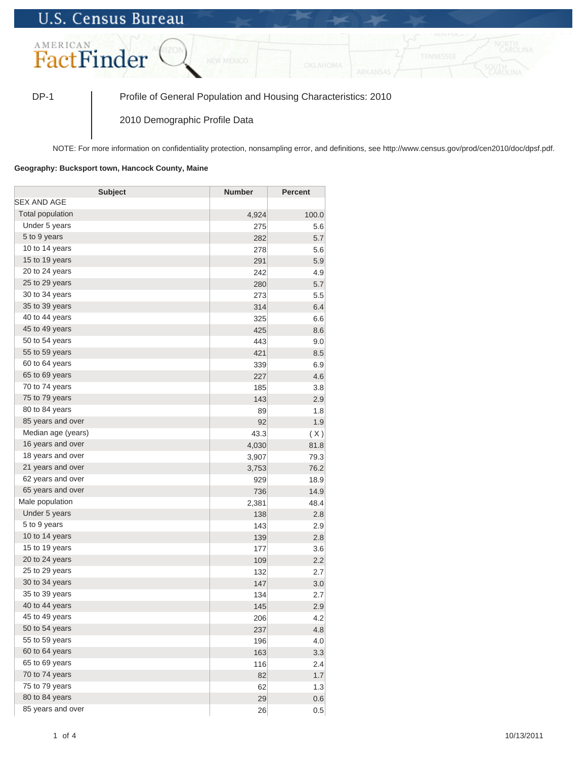# U.S. Census Bureau

## AMERICAN FactFinder

DP-1 | Profile of General Population and Housing Characteristics: 2010

2010 Demographic Profile Data

NOTE: For more information on confidentiality protection, nonsampling error, and definitions, see http://www.census.gov/prod/cen2010/doc/dpsf.pdf.

**Geography: Bucksport town, Hancock County, Maine**

| Subject | Number | Percent |
|---|---|---|
| SEX AND AGE | | |
| Total population | 4,924 | 100.0 |
| Under 5 years | 275 | 5.6 |
| 5 to 9 years | 282 | 5.7 |
| 10 to 14 years | 278 | 5.6 |
| 15 to 19 years | 291 | 5.9 |
| 20 to 24 years | 242 | 4.9 |
| 25 to 29 years | 280 | 5.7 |
| 30 to 34 years | 273 | 5.5 |
| 35 to 39 years | 314 | 6.4 |
| 40 to 44 years | 325 | 6.6 |
| 45 to 49 years | 425 | 8.6 |
| 50 to 54 years | 443 | 9.0 |
| 55 to 59 years | 421 | 8.5 |
| 60 to 64 years | 339 | 6.9 |
| 65 to 69 years | 227 | 4.6 |
| 70 to 74 years | 185 | 3.8 |
| 75 to 79 years | 143 | 2.9 |
| 80 to 84 years | 89 | 1.8 |
| 85 years and over | 92 | 1.9 |
| Median age (years) | 43.3 | ( X ) |
| 16 years and over | 4,030 | 81.8 |
| 18 years and over | 3,907 | 79.3 |
| 21 years and over | 3,753 | 76.2 |
| 62 years and over | 929 | 18.9 |
| 65 years and over | 736 | 14.9 |
| Male population | 2,381 | 48.4 |
| Under 5 years | 138 | 2.8 |
| 5 to 9 years | 143 | 2.9 |
| 10 to 14 years | 139 | 2.8 |
| 15 to 19 years | 177 | 3.6 |
| 20 to 24 years | 109 | 2.2 |
| 25 to 29 years | 132 | 2.7 |
| 30 to 34 years | 147 | 3.0 |
| 35 to 39 years | 134 | 2.7 |
| 40 to 44 years | 145 | 2.9 |
| 45 to 49 years | 206 | 4.2 |
| 50 to 54 years | 237 | 4.8 |
| 55 to 59 years | 196 | 4.0 |
| 60 to 64 years | 163 | 3.3 |
| 65 to 69 years | 116 | 2.4 |
| 70 to 74 years | 82 | 1.7 |
| 75 to 79 years | 62 | 1.3 |
| 80 to 84 years | 29 | 0.6 |
| 85 years and over | 26 | 0.5 |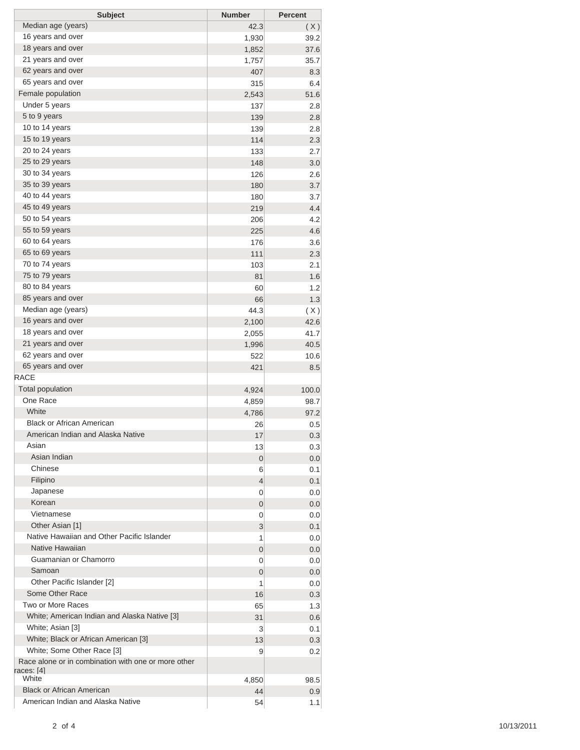| Subject | Number | Percent |
| --- | --- | --- |
| Median age (years) | 42.3 | ( X ) |
| 16 years and over | 1,930 | 39.2 |
| 18 years and over | 1,852 | 37.6 |
| 21 years and over | 1,757 | 35.7 |
| 62 years and over | 407 | 8.3 |
| 65 years and over | 315 | 6.4 |
| Female population | 2,543 | 51.6 |
| Under 5 years | 137 | 2.8 |
| 5 to 9 years | 139 | 2.8 |
| 10 to 14 years | 139 | 2.8 |
| 15 to 19 years | 114 | 2.3 |
| 20 to 24 years | 133 | 2.7 |
| 25 to 29 years | 148 | 3.0 |
| 30 to 34 years | 126 | 2.6 |
| 35 to 39 years | 180 | 3.7 |
| 40 to 44 years | 180 | 3.7 |
| 45 to 49 years | 219 | 4.4 |
| 50 to 54 years | 206 | 4.2 |
| 55 to 59 years | 225 | 4.6 |
| 60 to 64 years | 176 | 3.6 |
| 65 to 69 years | 111 | 2.3 |
| 70 to 74 years | 103 | 2.1 |
| 75 to 79 years | 81 | 1.6 |
| 80 to 84 years | 60 | 1.2 |
| 85 years and over | 66 | 1.3 |
| Median age (years) | 44.3 | ( X ) |
| 16 years and over | 2,100 | 42.6 |
| 18 years and over | 2,055 | 41.7 |
| 21 years and over | 1,996 | 40.5 |
| 62 years and over | 522 | 10.6 |
| 65 years and over | 421 | 8.5 |
| RACE | | |
| Total population | 4,924 | 100.0 |
| One Race | 4,859 | 98.7 |
| White | 4,786 | 97.2 |
| Black or African American | 26 | 0.5 |
| American Indian and Alaska Native | 17 | 0.3 |
| Asian | 13 | 0.3 |
| Asian Indian | 0 | 0.0 |
| Chinese | 6 | 0.1 |
| Filipino | 4 | 0.1 |
| Japanese | 0 | 0.0 |
| Korean | 0 | 0.0 |
| Vietnamese | 0 | 0.0 |
| Other Asian [1] | 3 | 0.1 |
| Native Hawaiian and Other Pacific Islander | 1 | 0.0 |
| Native Hawaiian | 0 | 0.0 |
| Guamanian or Chamorro | 0 | 0.0 |
| Samoan | 0 | 0.0 |
| Other Pacific Islander [2] | 1 | 0.0 |
| Some Other Race | 16 | 0.3 |
| Two or More Races | 65 | 1.3 |
| White; American Indian and Alaska Native [3] | 31 | 0.6 |
| White; Asian [3] | 3 | 0.1 |
| White; Black or African American [3] | 13 | 0.3 |
| White; Some Other Race [3] | 9 | 0.2 |
| Race alone or in combination with one or more other races: [4] | | |
| White | 4,850 | 98.5 |
| Black or African American | 44 | 0.9 |
| American Indian and Alaska Native | 54 | 1.1 |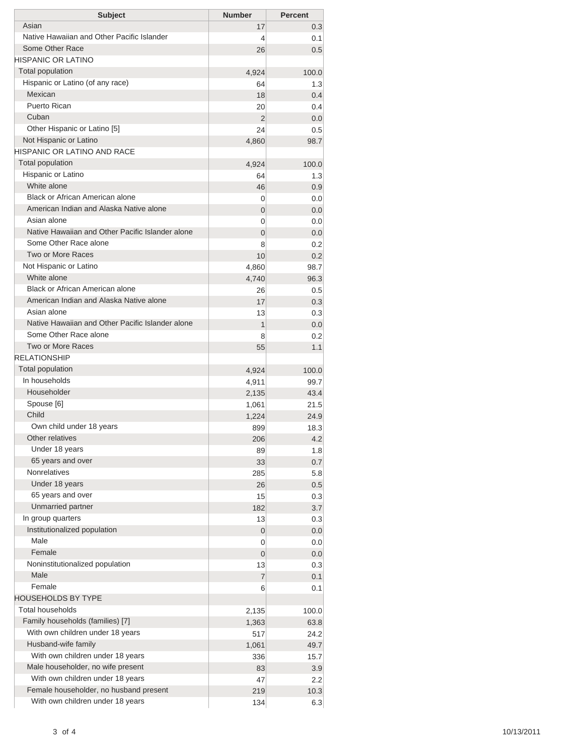| Subject | Number | Percent |
|---|---|---|
| Asian | 17 | 0.3 |
| Native Hawaiian and Other Pacific Islander | 4 | 0.1 |
| Some Other Race | 26 | 0.5 |
| HISPANIC OR LATINO | | |
| Total population | 4,924 | 100.0 |
| Hispanic or Latino (of any race) | 64 | 1.3 |
| Mexican | 18 | 0.4 |
| Puerto Rican | 20 | 0.4 |
| Cuban | 2 | 0.0 |
| Other Hispanic or Latino [5] | 24 | 0.5 |
| Not Hispanic or Latino | 4,860 | 98.7 |
| HISPANIC OR LATINO AND RACE | | |
| Total population | 4,924 | 100.0 |
| Hispanic or Latino | 64 | 1.3 |
| White alone | 46 | 0.9 |
| Black or African American alone | 0 | 0.0 |
| American Indian and Alaska Native alone | 0 | 0.0 |
| Asian alone | 0 | 0.0 |
| Native Hawaiian and Other Pacific Islander alone | 0 | 0.0 |
| Some Other Race alone | 8 | 0.2 |
| Two or More Races | 10 | 0.2 |
| Not Hispanic or Latino | 4,860 | 98.7 |
| White alone | 4,740 | 96.3 |
| Black or African American alone | 26 | 0.5 |
| American Indian and Alaska Native alone | 17 | 0.3 |
| Asian alone | 13 | 0.3 |
| Native Hawaiian and Other Pacific Islander alone | 1 | 0.0 |
| Some Other Race alone | 8 | 0.2 |
| Two or More Races | 55 | 1.1 |
| RELATIONSHIP | | |
| Total population | 4,924 | 100.0 |
| In households | 4,911 | 99.7 |
| Householder | 2,135 | 43.4 |
| Spouse [6] | 1,061 | 21.5 |
| Child | 1,224 | 24.9 |
| Own child under 18 years | 899 | 18.3 |
| Other relatives | 206 | 4.2 |
| Under 18 years | 89 | 1.8 |
| 65 years and over | 33 | 0.7 |
| Nonrelatives | 285 | 5.8 |
| Under 18 years | 26 | 0.5 |
| 65 years and over | 15 | 0.3 |
| Unmarried partner | 182 | 3.7 |
| In group quarters | 13 | 0.3 |
| Institutionalized population | 0 | 0.0 |
| Male | 0 | 0.0 |
| Female | 0 | 0.0 |
| Noninstitutionalized population | 13 | 0.3 |
| Male | 7 | 0.1 |
| Female | 6 | 0.1 |
| HOUSEHOLDS BY TYPE | | |
| Total households | 2,135 | 100.0 |
| Family households (families) [7] | 1,363 | 63.8 |
| With own children under 18 years | 517 | 24.2 |
| Husband-wife family | 1,061 | 49.7 |
| With own children under 18 years | 336 | 15.7 |
| Male householder, no wife present | 83 | 3.9 |
| With own children under 18 years | 47 | 2.2 |
| Female householder, no husband present | 219 | 10.3 |
| With own children under 18 years | 134 | 6.3 |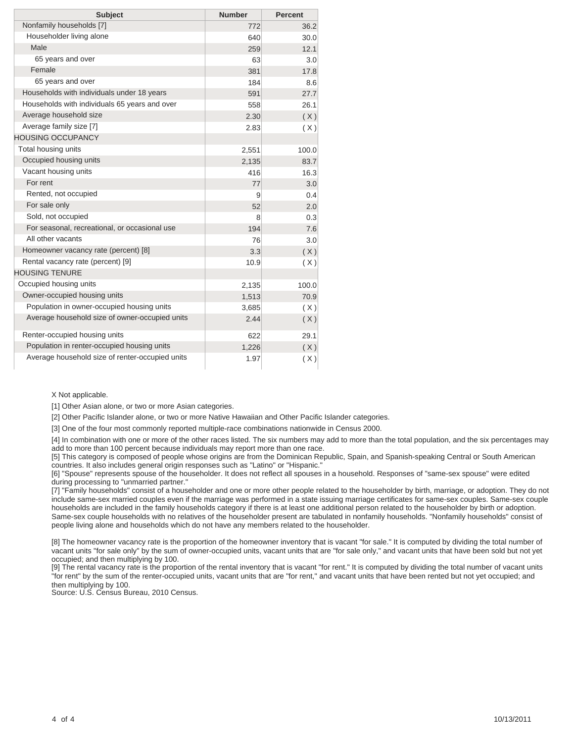| Subject | Number | Percent |
|---|---|---|
| Nonfamily households [7] | 772 | 36.2 |
| Householder living alone | 640 | 30.0 |
| Male | 259 | 12.1 |
| 65 years and over | 63 | 3.0 |
| Female | 381 | 17.8 |
| 65 years and over | 184 | 8.6 |
| Households with individuals under 18 years | 591 | 27.7 |
| Households with individuals 65 years and over | 558 | 26.1 |
| Average household size | 2.30 | ( X ) |
| Average family size [7] | 2.83 | ( X ) |
| HOUSING OCCUPANCY | | |
| Total housing units | 2,551 | 100.0 |
| Occupied housing units | 2,135 | 83.7 |
| Vacant housing units | 416 | 16.3 |
| For rent | 77 | 3.0 |
| Rented, not occupied | 9 | 0.4 |
| For sale only | 52 | 2.0 |
| Sold, not occupied | 8 | 0.3 |
| For seasonal, recreational, or occasional use | 194 | 7.6 |
| All other vacants | 76 | 3.0 |
| Homeowner vacancy rate (percent) [8] | 3.3 | ( X ) |
| Rental vacancy rate (percent) [9] | 10.9 | ( X ) |
| HOUSING TENURE | | |
| Occupied housing units | 2,135 | 100.0 |
| Owner-occupied housing units | 1,513 | 70.9 |
| Population in owner-occupied housing units | 3,685 | ( X ) |
| Average household size of owner-occupied units | 2.44 | ( X ) |
| Renter-occupied housing units | 622 | 29.1 |
| Population in renter-occupied housing units | 1,226 | ( X ) |
| Average household size of renter-occupied units | 1.97 | ( X ) |

X Not applicable.

[1] Other Asian alone, or two or more Asian categories.

[2] Other Pacific Islander alone, or two or more Native Hawaiian and Other Pacific Islander categories.

[3] One of the four most commonly reported multiple-race combinations nationwide in Census 2000.

[4] In combination with one or more of the other races listed. The six numbers may add to more than the total population, and the six percentages may add to more than 100 percent because individuals may report more than one race.

[5] This category is composed of people whose origins are from the Dominican Republic, Spain, and Spanish-speaking Central or South American countries. It also includes general origin responses such as "Latino" or "Hispanic."

[6] "Spouse" represents spouse of the householder. It does not reflect all spouses in a household. Responses of "same-sex spouse" were edited during processing to "unmarried partner."

[7] "Family households" consist of a householder and one or more other people related to the householder by birth, marriage, or adoption. They do not include same-sex married couples even if the marriage was performed in a state issuing marriage certificates for same-sex couples. Same-sex couple households are included in the family households category if there is at least one additional person related to the householder by birth or adoption. Same-sex couple households with no relatives of the householder present are tabulated in nonfamily households. "Nonfamily households" consist of people living alone and households which do not have any members related to the householder.

[8] The homeowner vacancy rate is the proportion of the homeowner inventory that is vacant "for sale." It is computed by dividing the total number of vacant units "for sale only" by the sum of owner-occupied units, vacant units that are "for sale only," and vacant units that have been sold but not yet occupied; and then multiplying by 100.

[9] The rental vacancy rate is the proportion of the rental inventory that is vacant "for rent." It is computed by dividing the total number of vacant units "for rent" by the sum of the renter-occupied units, vacant units that are "for rent," and vacant units that have been rented but not yet occupied; and then multiplying by 100.

Source: U.S. Census Bureau, 2010 Census.